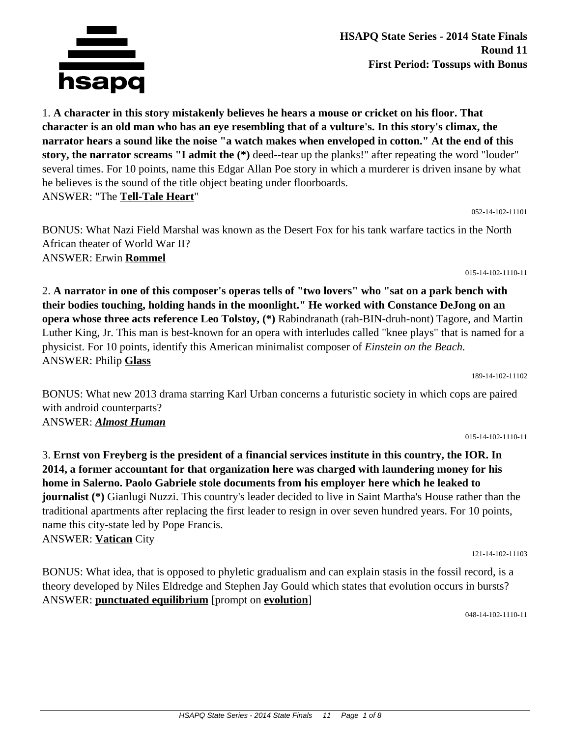**HSAPQ State Series - 2014 State Finals**
**Round 11**
**First Period: Tossups with Bonus**

1. **A character in this story mistakenly believes he hears a mouse or cricket on his floor. That character is an old man who has an eye resembling that of a vulture's. In this story's climax, the narrator hears a sound like the noise "a watch makes when enveloped in cotton." At the end of this story, the narrator screams "I admit the (*)** deed--tear up the planks!" after repeating the word "louder" several times. For 10 points, name this Edgar Allan Poe story in which a murderer is driven insane by what he believes is the sound of the title object beating under floorboards.
ANSWER: "The **Tell-Tale Heart**"

052-14-102-11101

BONUS: What Nazi Field Marshal was known as the Desert Fox for his tank warfare tactics in the North African theater of World War II?
ANSWER: Erwin **Rommel**

015-14-102-1110-11

2. **A narrator in one of this composer's operas tells of "two lovers" who "sat on a park bench with their bodies touching, holding hands in the moonlight." He worked with Constance DeJong on an opera whose three acts reference Leo Tolstoy, (*)** Rabindranath (rah-BIN-druh-nont) Tagore, and Martin Luther King, Jr. This man is best-known for an opera with interludes called "knee plays" that is named for a physicist. For 10 points, identify this American minimalist composer of *Einstein on the Beach.*
ANSWER: Philip **Glass**

189-14-102-11102

BONUS: What new 2013 drama starring Karl Urban concerns a futuristic society in which cops are paired with android counterparts?
ANSWER: ***Almost Human***

015-14-102-1110-11

3. **Ernst von Freyberg is the president of a financial services institute in this country, the IOR. In 2014, a former accountant for that organization here was charged with laundering money for his home in Salerno. Paolo Gabriele stole documents from his employer here which he leaked to journalist (*)** Gianlugi Nuzzi. This country's leader decided to live in Saint Martha's House rather than the traditional apartments after replacing the first leader to resign in over seven hundred years. For 10 points, name this city-state led by Pope Francis.
ANSWER: **Vatican** City

121-14-102-11103

BONUS: What idea, that is opposed to phyletic gradualism and can explain stasis in the fossil record, is a theory developed by Niles Eldredge and Stephen Jay Gould which states that evolution occurs in bursts?
ANSWER: **punctuated equilibrium** [prompt on **evolution**]

048-14-102-1110-11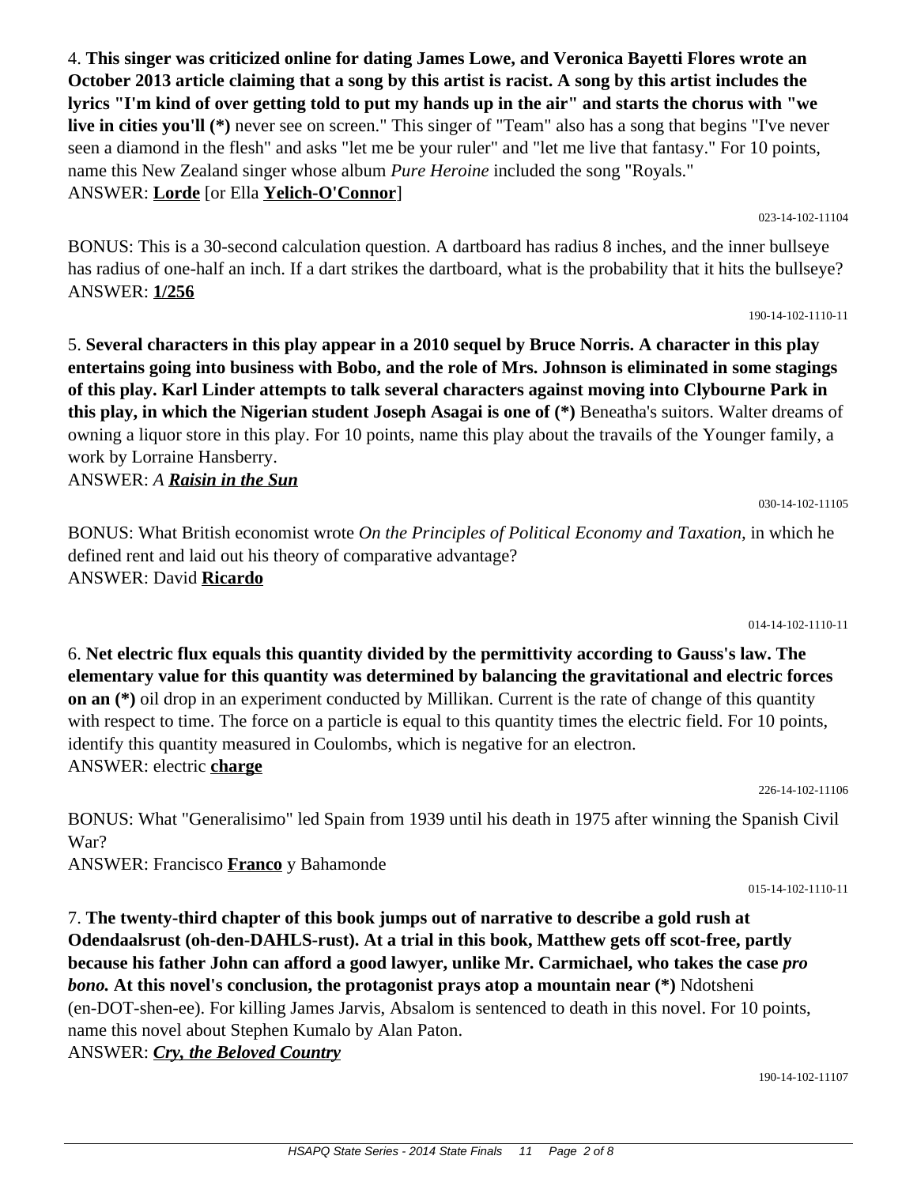4. **This singer was criticized online for dating James Lowe, and Veronica Bayetti Flores wrote an October 2013 article claiming that a song by this artist is racist. A song by this artist includes the lyrics "I'm kind of over getting told to put my hands up in the air" and starts the chorus with "we live in cities you'll (*)** never see on screen." This singer of "Team" also has a song that begins "I've never seen a diamond in the flesh" and asks "let me be your ruler" and "let me live that fantasy." For 10 points, name this New Zealand singer whose album *Pure Heroine* included the song "Royals."
ANSWER: **Lorde** [or Ella **Yelich-O'Connor**]

023-14-102-11104

BONUS: This is a 30-second calculation question. A dartboard has radius 8 inches, and the inner bullseye has radius of one-half an inch. If a dart strikes the dartboard, what is the probability that it hits the bullseye?
ANSWER: **1/256**

190-14-102-1110-11

5. **Several characters in this play appear in a 2010 sequel by Bruce Norris. A character in this play entertains going into business with Bobo, and the role of Mrs. Johnson is eliminated in some stagings of this play. Karl Linder attempts to talk several characters against moving into Clybourne Park in this play, in which the Nigerian student Joseph Asagai is one of (*)** Beneatha's suitors. Walter dreams of owning a liquor store in this play. For 10 points, name this play about the travails of the Younger family, a work by Lorraine Hansberry.
ANSWER: *A **Raisin in the Sun***

030-14-102-11105

BONUS: What British economist wrote *On the Principles of Political Economy and Taxation,* in which he defined rent and laid out his theory of comparative advantage?
ANSWER: David **Ricardo**

014-14-102-1110-11

6. **Net electric flux equals this quantity divided by the permittivity according to Gauss's law. The elementary value for this quantity was determined by balancing the gravitational and electric forces on an (*)** oil drop in an experiment conducted by Millikan. Current is the rate of change of this quantity with respect to time. The force on a particle is equal to this quantity times the electric field. For 10 points, identify this quantity measured in Coulombs, which is negative for an electron.
ANSWER: electric **charge**

226-14-102-11106

BONUS: What "Generalisimo" led Spain from 1939 until his death in 1975 after winning the Spanish Civil War?
ANSWER: Francisco **Franco** y Bahamonde

015-14-102-1110-11

7. **The twenty-third chapter of this book jumps out of narrative to describe a gold rush at Odendaalsrust (oh-den-DAHLS-rust). At a trial in this book, Matthew gets off scot-free, partly because his father John can afford a good lawyer, unlike Mr. Carmichael, who takes the case *pro bono.* At this novel's conclusion, the protagonist prays atop a mountain near (*)** Ndotsheni (en-DOT-shen-ee). For killing James Jarvis, Absalom is sentenced to death in this novel. For 10 points, name this novel about Stephen Kumalo by Alan Paton.
ANSWER: ***Cry, the Beloved Country***

190-14-102-11107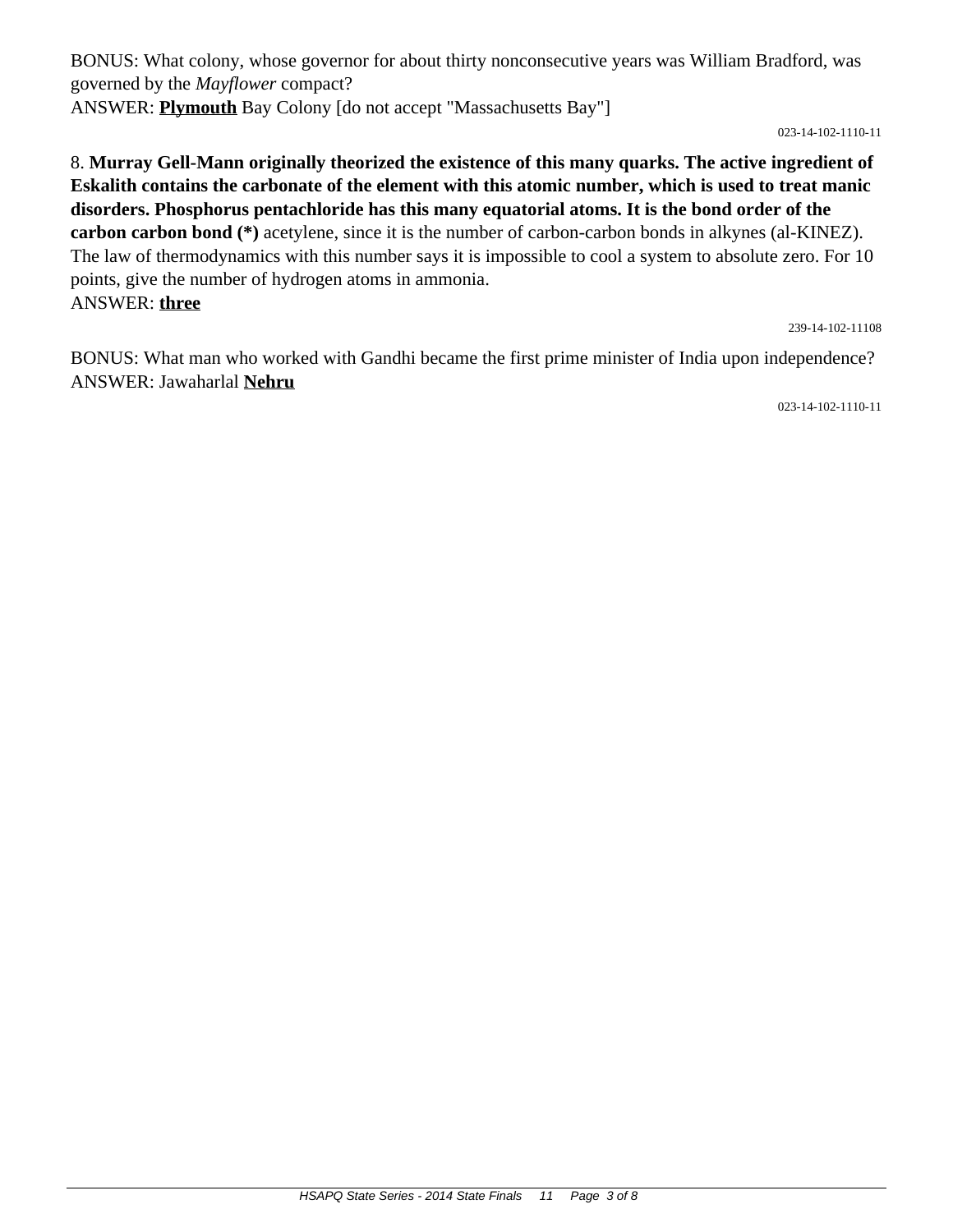BONUS: What colony, whose governor for about thirty nonconsecutive years was William Bradford, was governed by the *Mayflower* compact?
ANSWER: **Plymouth** Bay Colony [do not accept "Massachusetts Bay"]

023-14-102-1110-11

8. **Murray Gell-Mann originally theorized the existence of this many quarks. The active ingredient of Eskalith contains the carbonate of the element with this atomic number, which is used to treat manic disorders. Phosphorus pentachloride has this many equatorial atoms. It is the bond order of the carbon carbon bond (*)** acetylene, since it is the number of carbon-carbon bonds in alkynes (al-KINEZ). The law of thermodynamics with this number says it is impossible to cool a system to absolute zero. For 10 points, give the number of hydrogen atoms in ammonia.
ANSWER: **three**

239-14-102-11108

BONUS: What man who worked with Gandhi became the first prime minister of India upon independence?
ANSWER: Jawaharlal **Nehru**

023-14-102-1110-11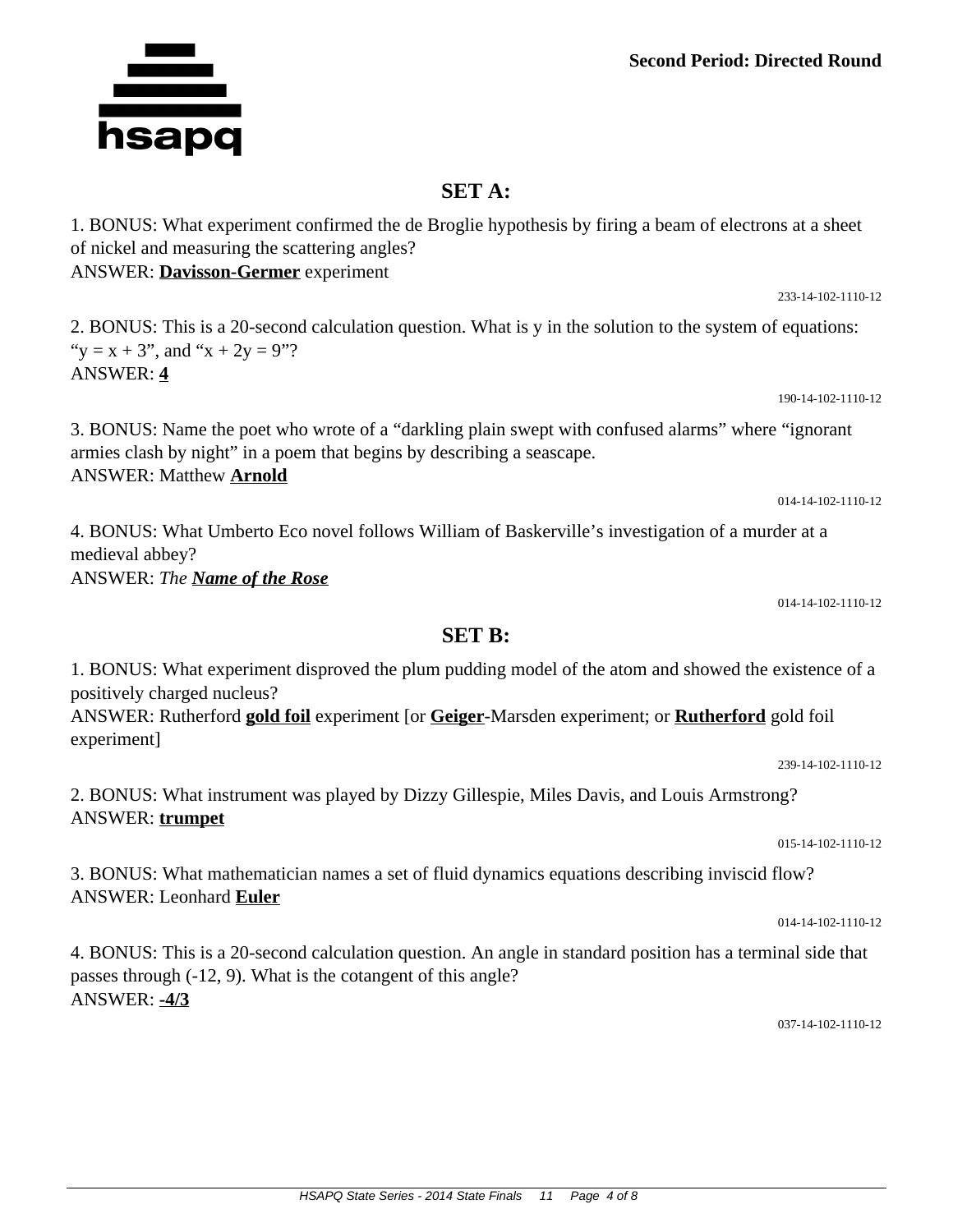**Second Period: Directed Round**

## SET A:

1. BONUS: What experiment confirmed the de Broglie hypothesis by firing a beam of electrons at a sheet of nickel and measuring the scattering angles?
ANSWER: **Davisson-Germer** experiment

233-14-102-1110-12

2. BONUS: This is a 20-second calculation question. What is y in the solution to the system of equations: "$y = x + 3$", and "$x + 2y = 9$"?
ANSWER: **4**

190-14-102-1110-12

3. BONUS: Name the poet who wrote of a "darkling plain swept with confused alarms" where "ignorant armies clash by night" in a poem that begins by describing a seascape.
ANSWER: Matthew **Arnold**

014-14-102-1110-12

4. BONUS: What Umberto Eco novel follows William of Baskerville's investigation of a murder at a medieval abbey?
ANSWER: *The* ***Name of the Rose***

014-14-102-1110-12

## SET B:

1. BONUS: What experiment disproved the plum pudding model of the atom and showed the existence of a positively charged nucleus?
ANSWER: Rutherford **gold foil** experiment [or **Geiger**-Marsden experiment; or **Rutherford** gold foil experiment]

239-14-102-1110-12

2. BONUS: What instrument was played by Dizzy Gillespie, Miles Davis, and Louis Armstrong?
ANSWER: **trumpet**

015-14-102-1110-12

3. BONUS: What mathematician names a set of fluid dynamics equations describing inviscid flow?
ANSWER: Leonhard **Euler**

014-14-102-1110-12

4. BONUS: This is a 20-second calculation question. An angle in standard position has a terminal side that passes through (-12, 9). What is the cotangent of this angle?
ANSWER: **$-4/3$**

037-14-102-1110-12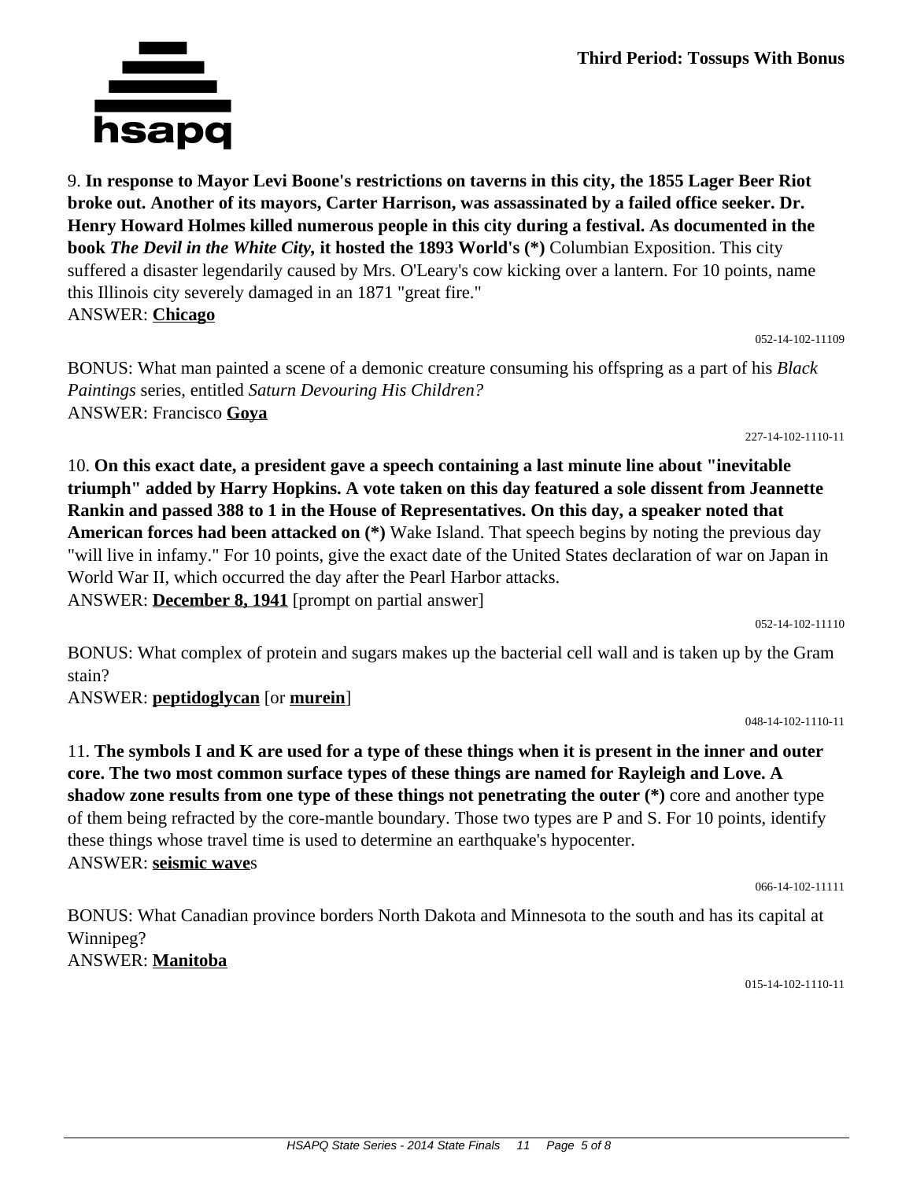# Third Period: Tossups With Bonus

9. **In response to Mayor Levi Boone's restrictions on taverns in this city, the 1855 Lager Beer Riot broke out. Another of its mayors, Carter Harrison, was assassinated by a failed office seeker. Dr. Henry Howard Holmes killed numerous people in this city during a festival. As documented in the book *The Devil in the White City,* it hosted the 1893 World's (*)** Columbian Exposition. This city suffered a disaster legendarily caused by Mrs. O'Leary's cow kicking over a lantern. For 10 points, name this Illinois city severely damaged in an 1871 "great fire."
ANSWER: **Chicago**

052-14-102-11109

BONUS: What man painted a scene of a demonic creature consuming his offspring as a part of his *Black Paintings* series, entitled *Saturn Devouring His Children?*
ANSWER: Francisco **Goya**

227-14-102-1110-11

10. **On this exact date, a president gave a speech containing a last minute line about "inevitable triumph" added by Harry Hopkins. A vote taken on this day featured a sole dissent from Jeannette Rankin and passed 388 to 1 in the House of Representatives. On this day, a speaker noted that American forces had been attacked on (*)** Wake Island. That speech begins by noting the previous day "will live in infamy." For 10 points, give the exact date of the United States declaration of war on Japan in World War II, which occurred the day after the Pearl Harbor attacks.
ANSWER: **December 8, 1941** [prompt on partial answer]

052-14-102-11110

BONUS: What complex of protein and sugars makes up the bacterial cell wall and is taken up by the Gram stain?
ANSWER: **peptidoglycan** [or **murein**]

048-14-102-1110-11

11. **The symbols I and K are used for a type of these things when it is present in the inner and outer core. The two most common surface types of these things are named for Rayleigh and Love. A shadow zone results from one type of these things not penetrating the outer (*)** core and another type of them being refracted by the core-mantle boundary. Those two types are P and S. For 10 points, identify these things whose travel time is used to determine an earthquake's hypocenter.
ANSWER: **seismic wave**s

066-14-102-11111

BONUS: What Canadian province borders North Dakota and Minnesota to the south and has its capital at Winnipeg?
ANSWER: **Manitoba**

015-14-102-1110-11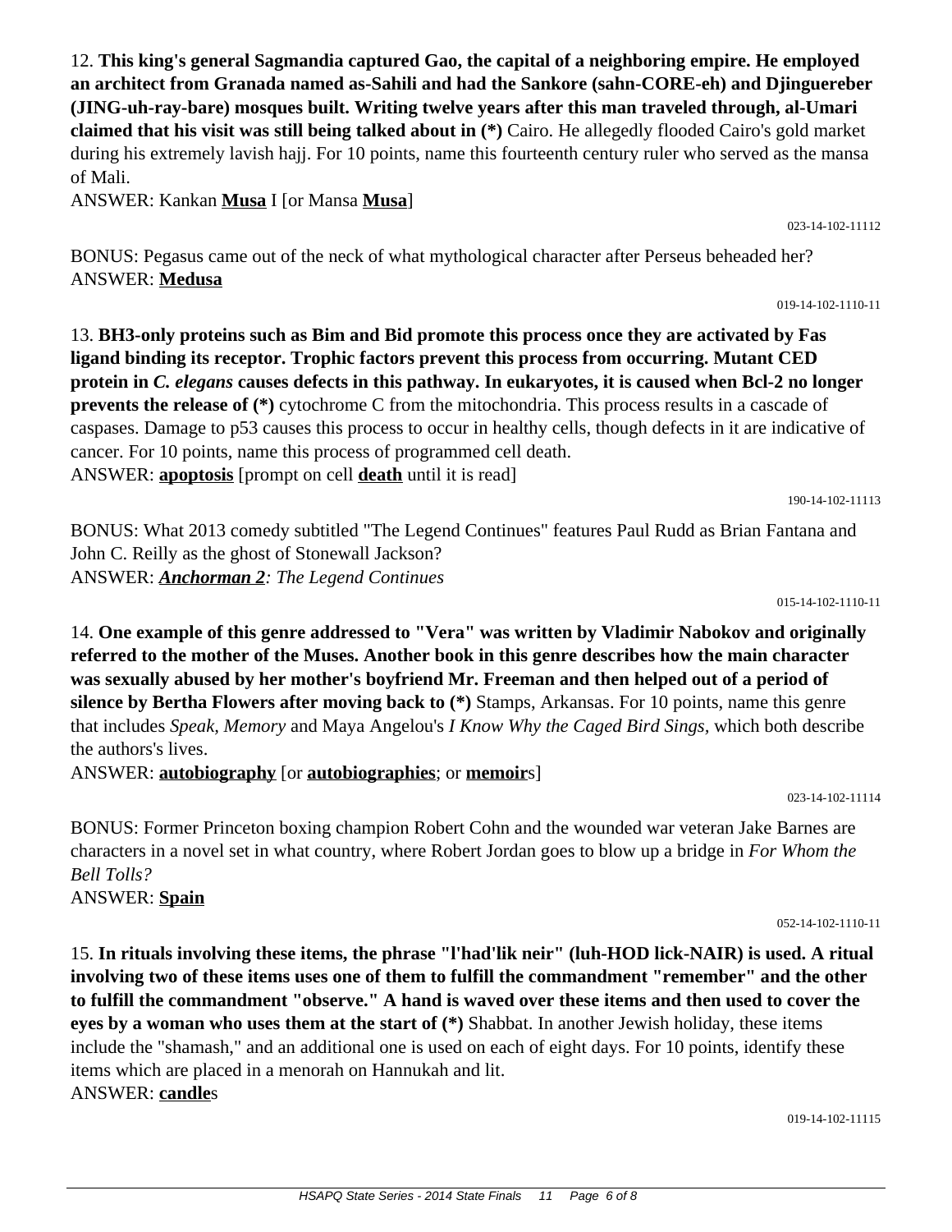12. **This king's general Sagmandia captured Gao, the capital of a neighboring empire. He employed an architect from Granada named as-Sahili and had the Sankore (sahn-CORE-eh) and Djinguereber (JING-uh-ray-bare) mosques built. Writing twelve years after this man traveled through, al-Umari claimed that his visit was still being talked about in (*)** Cairo. He allegedly flooded Cairo's gold market during his extremely lavish hajj. For 10 points, name this fourteenth century ruler who served as the mansa of Mali.

ANSWER: Kankan **Musa** I [or Mansa **Musa**]

023-14-102-11112

BONUS: Pegasus came out of the neck of what mythological character after Perseus beheaded her?

ANSWER: **Medusa**

019-14-102-1110-11

13. **BH3-only proteins such as Bim and Bid promote this process once they are activated by Fas ligand binding its receptor. Trophic factors prevent this process from occurring. Mutant CED protein in *C. elegans* causes defects in this pathway. In eukaryotes, it is caused when Bcl-2 no longer prevents the release of (*)** cytochrome C from the mitochondria. This process results in a cascade of caspases. Damage to p53 causes this process to occur in healthy cells, though defects in it are indicative of cancer. For 10 points, name this process of programmed cell death.

ANSWER: **apoptosis** [prompt on cell **death** until it is read]

190-14-102-11113

BONUS: What 2013 comedy subtitled "The Legend Continues" features Paul Rudd as Brian Fantana and John C. Reilly as the ghost of Stonewall Jackson?

ANSWER: ***Anchorman 2****: The Legend Continues*

015-14-102-1110-11

14. **One example of this genre addressed to "Vera" was written by Vladimir Nabokov and originally referred to the mother of the Muses. Another book in this genre describes how the main character was sexually abused by her mother's boyfriend Mr. Freeman and then helped out of a period of silence by Bertha Flowers after moving back to (*)** Stamps, Arkansas. For 10 points, name this genre that includes *Speak, Memory* and Maya Angelou's *I Know Why the Caged Bird Sings,* which both describe the authors's lives.

ANSWER: **autobiography** [or **autobiographies**; or **memoir**s]

023-14-102-11114

BONUS: Former Princeton boxing champion Robert Cohn and the wounded war veteran Jake Barnes are characters in a novel set in what country, where Robert Jordan goes to blow up a bridge in *For Whom the Bell Tolls?*

ANSWER: **Spain**

052-14-102-1110-11

15. **In rituals involving these items, the phrase "l'had'lik neir" (luh-HOD lick-NAIR) is used. A ritual involving two of these items uses one of them to fulfill the commandment "remember" and the other to fulfill the commandment "observe." A hand is waved over these items and then used to cover the eyes by a woman who uses them at the start of (*)** Shabbat. In another Jewish holiday, these items include the "shamash," and an additional one is used on each of eight days. For 10 points, identify these items which are placed in a menorah on Hannukah and lit.

ANSWER: **candle**s

019-14-102-11115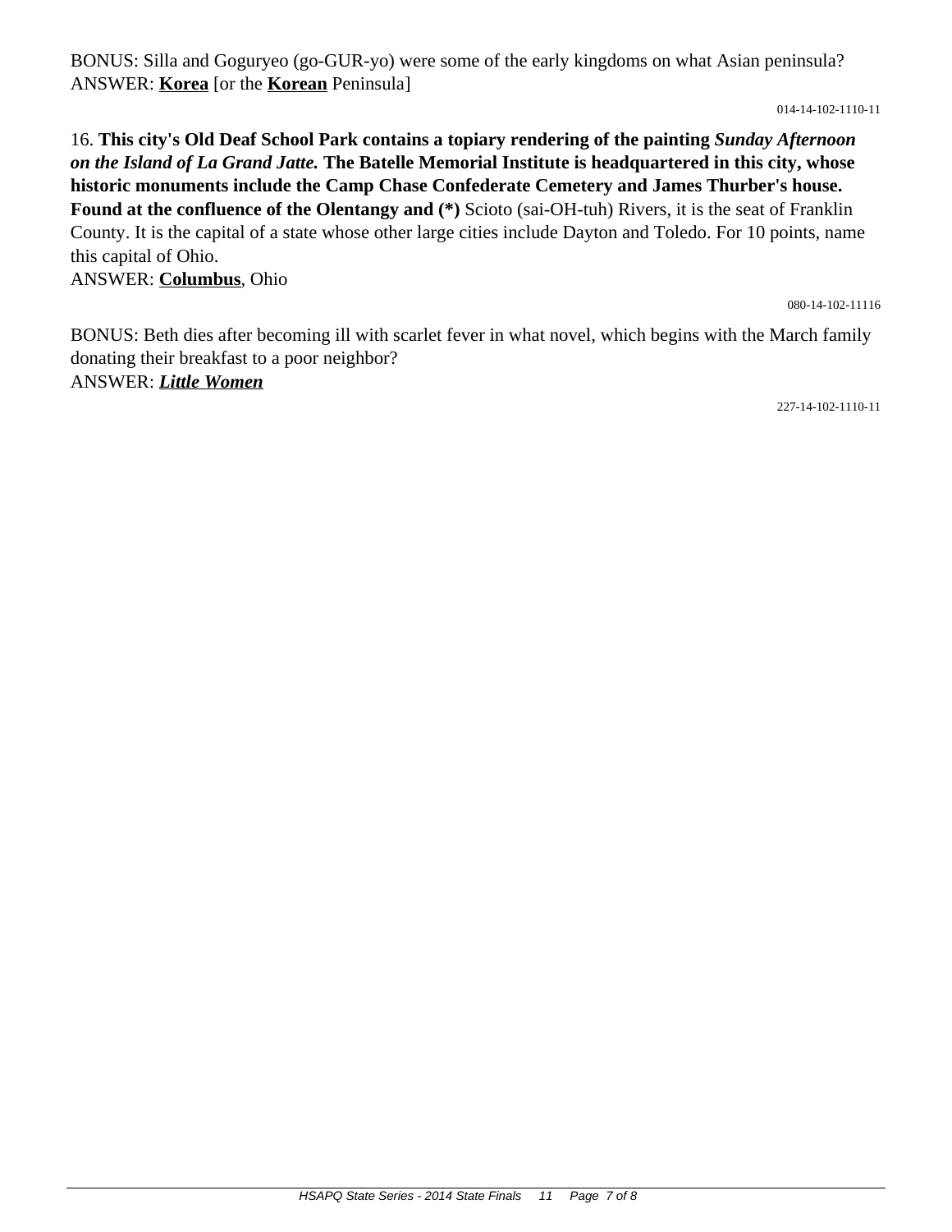BONUS: Silla and Goguryeo (go-GUR-yo) were some of the early kingdoms on what Asian peninsula?
ANSWER: **Korea** [or the **Korean** Peninsula]

014-14-102-1110-11

16. **This city's Old Deaf School Park contains a topiary rendering of the painting *Sunday Afternoon on the Island of La Grand Jatte.* The Batelle Memorial Institute is headquartered in this city, whose historic monuments include the Camp Chase Confederate Cemetery and James Thurber's house. Found at the confluence of the Olentangy and (*)** Scioto (sai-OH-tuh) Rivers, it is the seat of Franklin County. It is the capital of a state whose other large cities include Dayton and Toledo. For 10 points, name this capital of Ohio.
ANSWER: **Columbus**, Ohio

080-14-102-11116

BONUS: Beth dies after becoming ill with scarlet fever in what novel, which begins with the March family donating their breakfast to a poor neighbor?
ANSWER: ***Little Women***

227-14-102-1110-11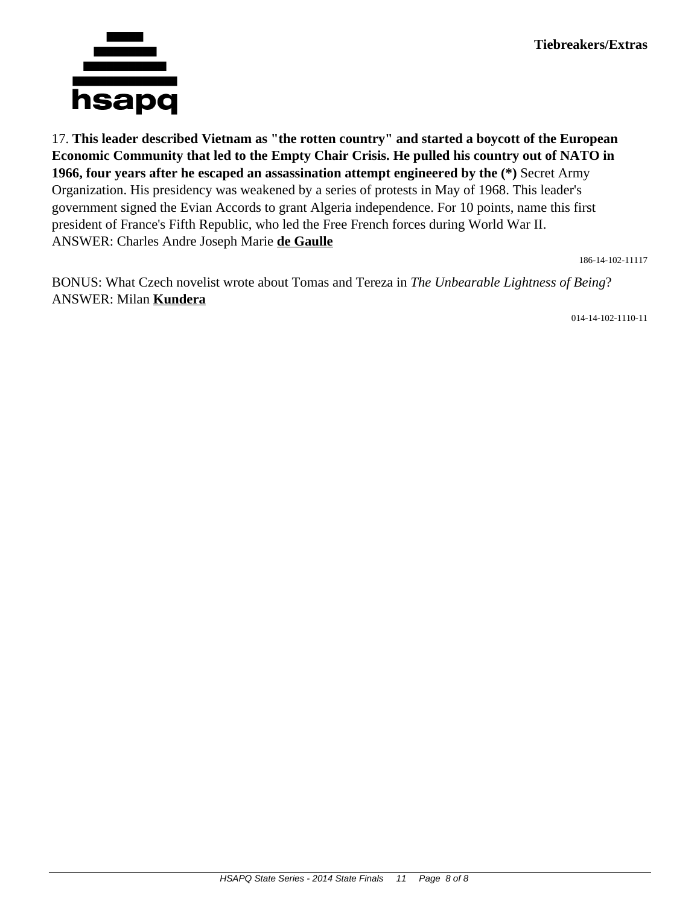**Tiebreakers/Extras**

17. **This leader described Vietnam as "the rotten country" and started a boycott of the European Economic Community that led to the Empty Chair Crisis. He pulled his country out of NATO in 1966, four years after he escaped an assassination attempt engineered by the (*)** Secret Army Organization. His presidency was weakened by a series of protests in May of 1968. This leader's government signed the Evian Accords to grant Algeria independence. For 10 points, name this first president of France's Fifth Republic, who led the Free French forces during World War II.
ANSWER: Charles Andre Joseph Marie **de Gaulle**

186-14-102-11117

BONUS: What Czech novelist wrote about Tomas and Tereza in *The Unbearable Lightness of Being*?
ANSWER: Milan **Kundera**

014-14-102-1110-11